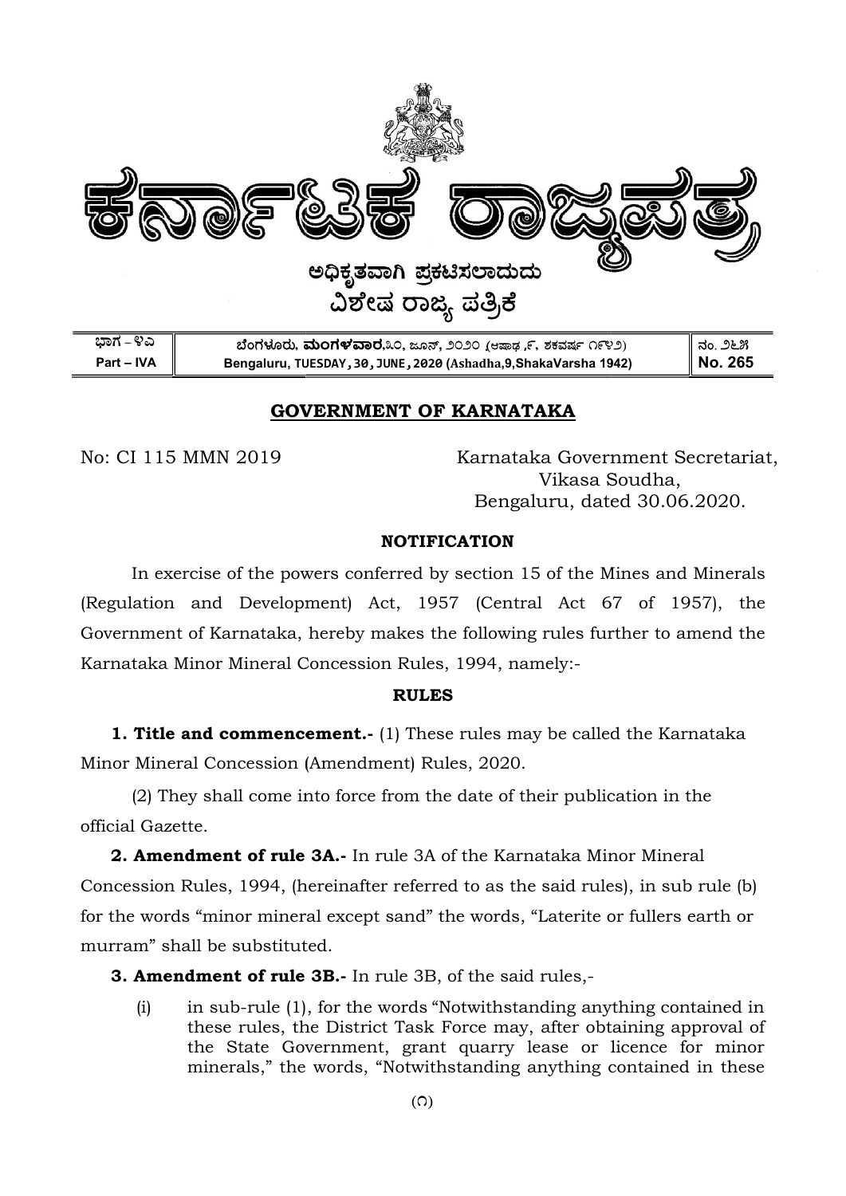# ಕರ್ನಾಟಕ ರಾಜ್ಯಪತ್ರ

ಅಧಿಕೃತವಾಗಿ ಪ್ರಕಟಿಸಲಾದುದು

ವಿಶೇಷ ರಾಜ್ಯ ಪತ್ರಿಕೆ

| ಭಾಗ – ೪ಎ<br>Part – IVA | ಬೆಂಗಳೂರು, **ಮಂಗಳವಾರ**,೩೦, ಜೂನ್, ೨೦೨೦ (ಆಷಾಢ ,೯, ಶಕವರ್ಷ ೧೯೪೨)<br>Bengaluru, TUESDAY, 30, JUNE, 2020 (Ashadha,9,ShakaVarsha 1942) | ನಂ. ೨೬೫<br>**No. 265** |
|---|---|---|

## GOVERNMENT OF KARNATAKA

No: CI 115 MMN 2019

Karnataka Government Secretariat,
Vikasa Soudha,
Bengaluru, dated 30.06.2020.

### NOTIFICATION

In exercise of the powers conferred by section 15 of the Mines and Minerals (Regulation and Development) Act, 1957 (Central Act 67 of 1957), the Government of Karnataka, hereby makes the following rules further to amend the Karnataka Minor Mineral Concession Rules, 1994, namely:-

### RULES

**1. Title and commencement.-** (1) These rules may be called the Karnataka Minor Mineral Concession (Amendment) Rules, 2020.

(2) They shall come into force from the date of their publication in the official Gazette.

**2. Amendment of rule 3A.-** In rule 3A of the Karnataka Minor Mineral Concession Rules, 1994, (hereinafter referred to as the said rules), in sub rule (b) for the words "minor mineral except sand" the words, "Laterite or fullers earth or murram" shall be substituted.

**3. Amendment of rule 3B.-** In rule 3B, of the said rules,-

(i) in sub-rule (1), for the words "Notwithstanding anything contained in these rules, the District Task Force may, after obtaining approval of the State Government, grant quarry lease or licence for minor minerals," the words, "Notwithstanding anything contained in these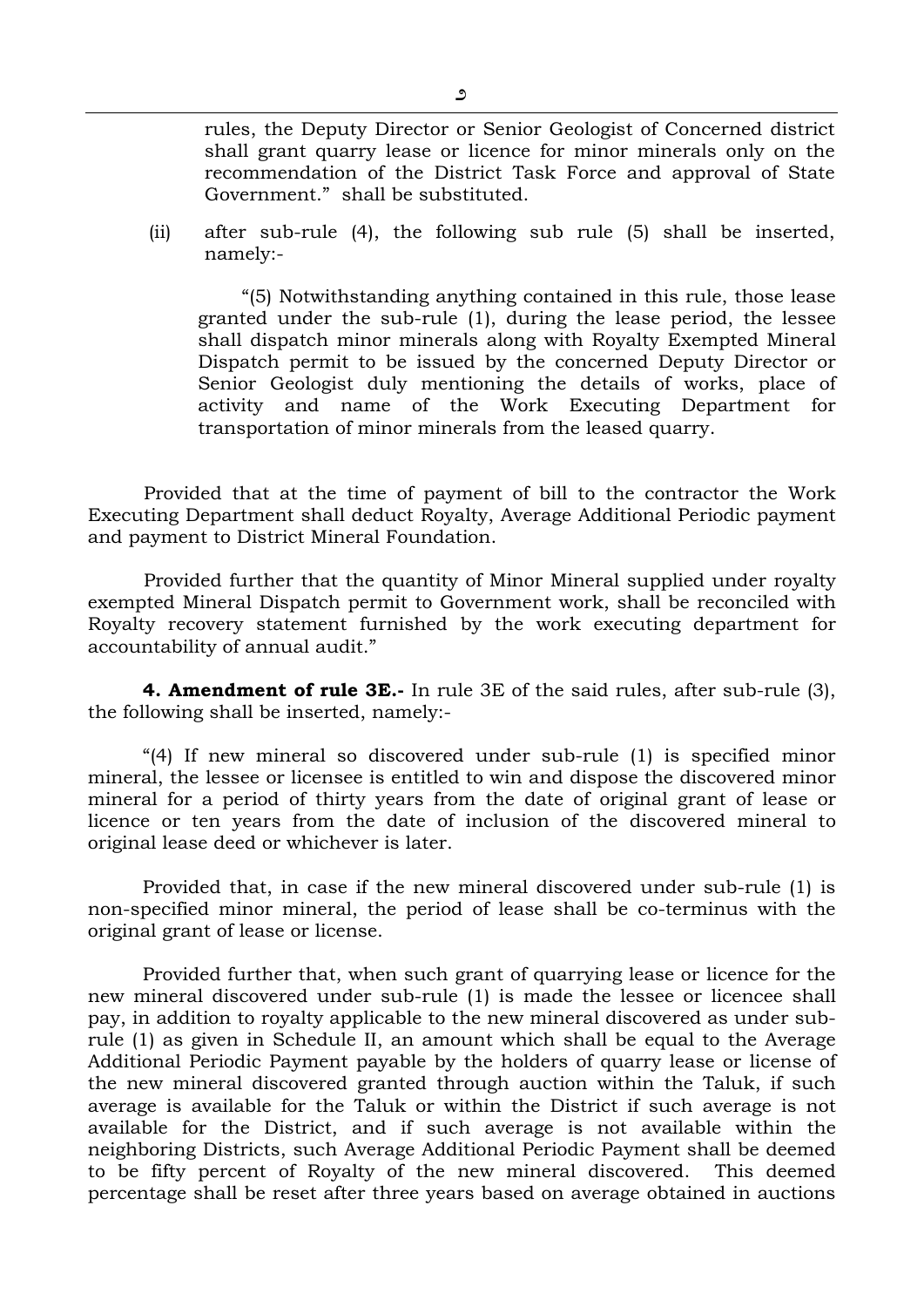rules, the Deputy Director or Senior Geologist of Concerned district shall grant quarry lease or licence for minor minerals only on the recommendation of the District Task Force and approval of State Government." shall be substituted.

(ii) after sub-rule (4), the following sub rule (5) shall be inserted, namely:-

"(5) Notwithstanding anything contained in this rule, those lease granted under the sub-rule (1), during the lease period, the lessee shall dispatch minor minerals along with Royalty Exempted Mineral Dispatch permit to be issued by the concerned Deputy Director or Senior Geologist duly mentioning the details of works, place of activity and name of the Work Executing Department for transportation of minor minerals from the leased quarry.

Provided that at the time of payment of bill to the contractor the Work Executing Department shall deduct Royalty, Average Additional Periodic payment and payment to District Mineral Foundation.

Provided further that the quantity of Minor Mineral supplied under royalty exempted Mineral Dispatch permit to Government work, shall be reconciled with Royalty recovery statement furnished by the work executing department for accountability of annual audit."

**4. Amendment of rule 3E.-** In rule 3E of the said rules, after sub-rule (3), the following shall be inserted, namely:-

"(4) If new mineral so discovered under sub-rule (1) is specified minor mineral, the lessee or licensee is entitled to win and dispose the discovered minor mineral for a period of thirty years from the date of original grant of lease or licence or ten years from the date of inclusion of the discovered mineral to original lease deed or whichever is later.

Provided that, in case if the new mineral discovered under sub-rule (1) is non-specified minor mineral, the period of lease shall be co-terminus with the original grant of lease or license.

Provided further that, when such grant of quarrying lease or licence for the new mineral discovered under sub-rule (1) is made the lessee or licencee shall pay, in addition to royalty applicable to the new mineral discovered as under sub-rule (1) as given in Schedule II, an amount which shall be equal to the Average Additional Periodic Payment payable by the holders of quarry lease or license of the new mineral discovered granted through auction within the Taluk, if such average is available for the Taluk or within the District if such average is not available for the District, and if such average is not available within the neighboring Districts, such Average Additional Periodic Payment shall be deemed to be fifty percent of Royalty of the new mineral discovered. This deemed percentage shall be reset after three years based on average obtained in auctions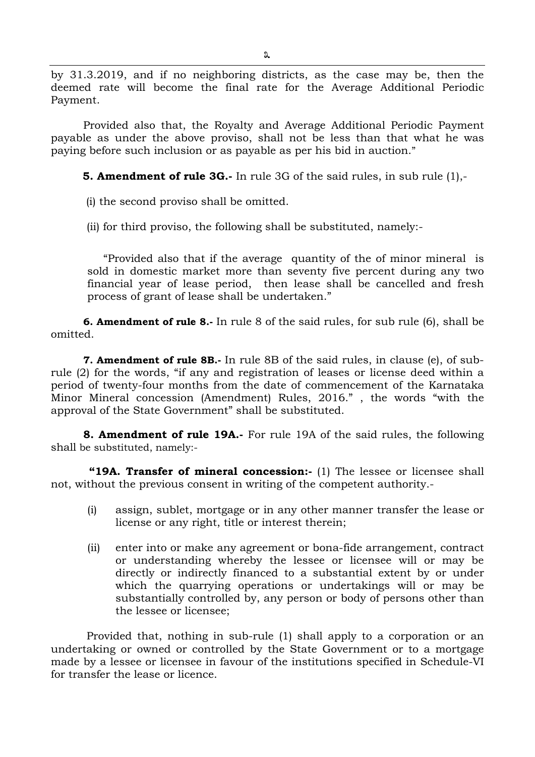by 31.3.2019, and if no neighboring districts, as the case may be, then the deemed rate will become the final rate for the Average Additional Periodic Payment.

Provided also that, the Royalty and Average Additional Periodic Payment payable as under the above proviso, shall not be less than that what he was paying before such inclusion or as payable as per his bid in auction."

**5. Amendment of rule 3G.-** In rule 3G of the said rules, in sub rule (1),-

(i) the second proviso shall be omitted.

(ii) for third proviso, the following shall be substituted, namely:-

"Provided also that if the average quantity of the of minor mineral is sold in domestic market more than seventy five percent during any two financial year of lease period, then lease shall be cancelled and fresh process of grant of lease shall be undertaken."

**6. Amendment of rule 8.-** In rule 8 of the said rules, for sub rule (6), shall be omitted.

**7. Amendment of rule 8B.-** In rule 8B of the said rules, in clause (e), of sub-rule (2) for the words, "if any and registration of leases or license deed within a period of twenty-four months from the date of commencement of the Karnataka Minor Mineral concession (Amendment) Rules, 2016." , the words "with the approval of the State Government" shall be substituted.

**8. Amendment of rule 19A.-** For rule 19A of the said rules, the following shall be substituted, namely:-

**"19A. Transfer of mineral concession:-** (1) The lessee or licensee shall not, without the previous consent in writing of the competent authority.-

(i) assign, sublet, mortgage or in any other manner transfer the lease or license or any right, title or interest therein;

(ii) enter into or make any agreement or bona-fide arrangement, contract or understanding whereby the lessee or licensee will or may be directly or indirectly financed to a substantial extent by or under which the quarrying operations or undertakings will or may be substantially controlled by, any person or body of persons other than the lessee or licensee;

Provided that, nothing in sub-rule (1) shall apply to a corporation or an undertaking or owned or controlled by the State Government or to a mortgage made by a lessee or licensee in favour of the institutions specified in Schedule-VI for transfer the lease or licence.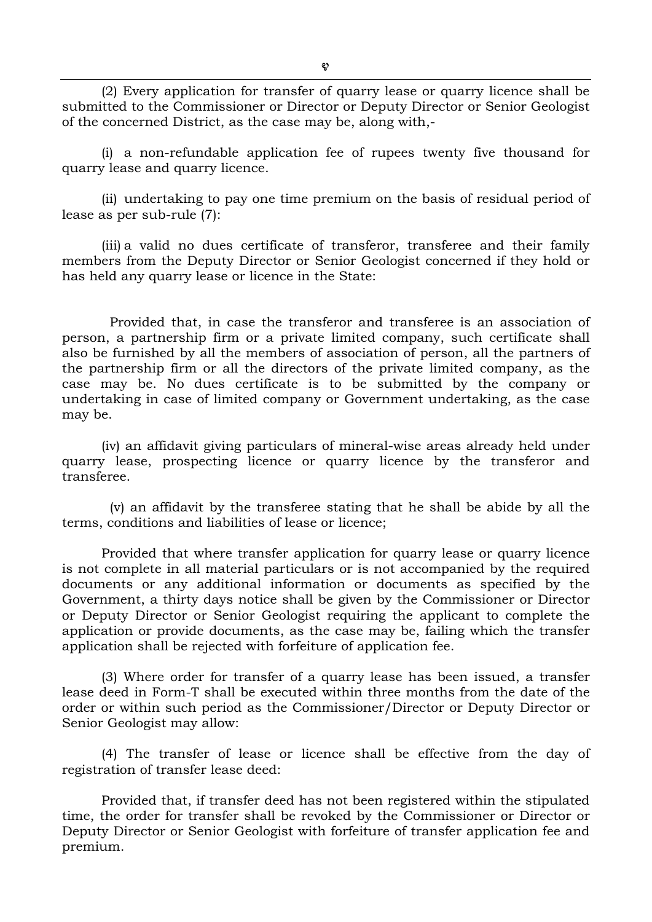(2) Every application for transfer of quarry lease or quarry licence shall be submitted to the Commissioner or Director or Deputy Director or Senior Geologist of the concerned District, as the case may be, along with,-

(i) a non-refundable application fee of rupees twenty five thousand for quarry lease and quarry licence.

(ii) undertaking to pay one time premium on the basis of residual period of lease as per sub-rule (7):

(iii) a valid no dues certificate of transferor, transferee and their family members from the Deputy Director or Senior Geologist concerned if they hold or has held any quarry lease or licence in the State:

Provided that, in case the transferor and transferee is an association of person, a partnership firm or a private limited company, such certificate shall also be furnished by all the members of association of person, all the partners of the partnership firm or all the directors of the private limited company, as the case may be. No dues certificate is to be submitted by the company or undertaking in case of limited company or Government undertaking, as the case may be.

(iv) an affidavit giving particulars of mineral-wise areas already held under quarry lease, prospecting licence or quarry licence by the transferor and transferee.

(v) an affidavit by the transferee stating that he shall be abide by all the terms, conditions and liabilities of lease or licence;

Provided that where transfer application for quarry lease or quarry licence is not complete in all material particulars or is not accompanied by the required documents or any additional information or documents as specified by the Government, a thirty days notice shall be given by the Commissioner or Director or Deputy Director or Senior Geologist requiring the applicant to complete the application or provide documents, as the case may be, failing which the transfer application shall be rejected with forfeiture of application fee.

(3) Where order for transfer of a quarry lease has been issued, a transfer lease deed in Form-T shall be executed within three months from the date of the order or within such period as the Commissioner/Director or Deputy Director or Senior Geologist may allow:

(4) The transfer of lease or licence shall be effective from the day of registration of transfer lease deed:

Provided that, if transfer deed has not been registered within the stipulated time, the order for transfer shall be revoked by the Commissioner or Director or Deputy Director or Senior Geologist with forfeiture of transfer application fee and premium.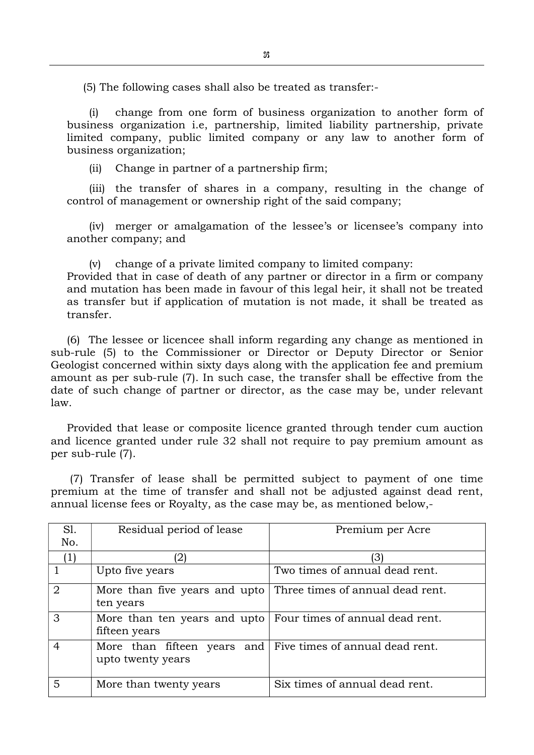(5) The following cases shall also be treated as transfer:-

(i) change from one form of business organization to another form of business organization i.e, partnership, limited liability partnership, private limited company, public limited company or any law to another form of business organization;

(ii) Change in partner of a partnership firm;

(iii) the transfer of shares in a company, resulting in the change of control of management or ownership right of the said company;

(iv) merger or amalgamation of the lessee's or licensee's company into another company; and

(v) change of a private limited company to limited company:

Provided that in case of death of any partner or director in a firm or company and mutation has been made in favour of this legal heir, it shall not be treated as transfer but if application of mutation is not made, it shall be treated as transfer.

(6) The lessee or licencee shall inform regarding any change as mentioned in sub-rule (5) to the Commissioner or Director or Deputy Director or Senior Geologist concerned within sixty days along with the application fee and premium amount as per sub-rule (7). In such case, the transfer shall be effective from the date of such change of partner or director, as the case may be, under relevant law.

Provided that lease or composite licence granted through tender cum auction and licence granted under rule 32 shall not require to pay premium amount as per sub-rule (7).

(7) Transfer of lease shall be permitted subject to payment of one time premium at the time of transfer and shall not be adjusted against dead rent, annual license fees or Royalty, as the case may be, as mentioned below,-

| Sl. No. | Residual period of lease | Premium per Acre |
|---|---|---|
| (1) | (2) | (3) |
| 1 | Upto five years | Two times of annual dead rent. |
| 2 | More than five years and upto ten years | Three times of annual dead rent. |
| 3 | More than ten years and upto fifteen years | Four times of annual dead rent. |
| 4 | More than fifteen years and upto twenty years | Five times of annual dead rent. |
| 5 | More than twenty years | Six times of annual dead rent. |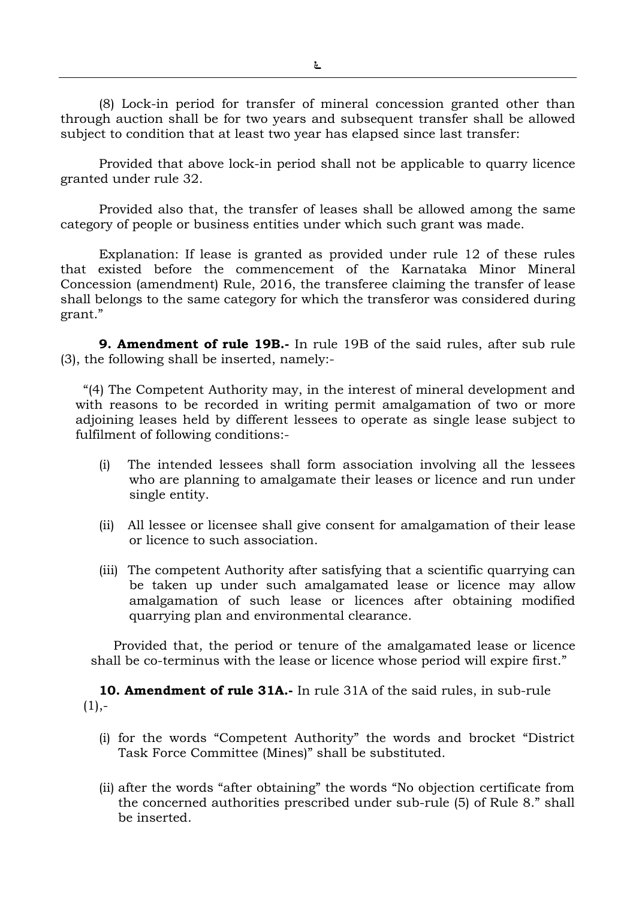(8) Lock-in period for transfer of mineral concession granted other than through auction shall be for two years and subsequent transfer shall be allowed subject to condition that at least two year has elapsed since last transfer:

Provided that above lock-in period shall not be applicable to quarry licence granted under rule 32.

Provided also that, the transfer of leases shall be allowed among the same category of people or business entities under which such grant was made.

Explanation: If lease is granted as provided under rule 12 of these rules that existed before the commencement of the Karnataka Minor Mineral Concession (amendment) Rule, 2016, the transferee claiming the transfer of lease shall belongs to the same category for which the transferor was considered during grant."

**9. Amendment of rule 19B.-** In rule 19B of the said rules, after sub rule (3), the following shall be inserted, namely:-

"(4) The Competent Authority may, in the interest of mineral development and with reasons to be recorded in writing permit amalgamation of two or more adjoining leases held by different lessees to operate as single lease subject to fulfilment of following conditions:-

(i) The intended lessees shall form association involving all the lessees who are planning to amalgamate their leases or licence and run under single entity.

(ii) All lessee or licensee shall give consent for amalgamation of their lease or licence to such association.

(iii) The competent Authority after satisfying that a scientific quarrying can be taken up under such amalgamated lease or licence may allow amalgamation of such lease or licences after obtaining modified quarrying plan and environmental clearance.

Provided that, the period or tenure of the amalgamated lease or licence shall be co-terminus with the lease or licence whose period will expire first."

**10. Amendment of rule 31A.-** In rule 31A of the said rules, in sub-rule (1),-

(i) for the words "Competent Authority" the words and brocket "District Task Force Committee (Mines)" shall be substituted.

(ii) after the words "after obtaining" the words "No objection certificate from the concerned authorities prescribed under sub-rule (5) of Rule 8." shall be inserted.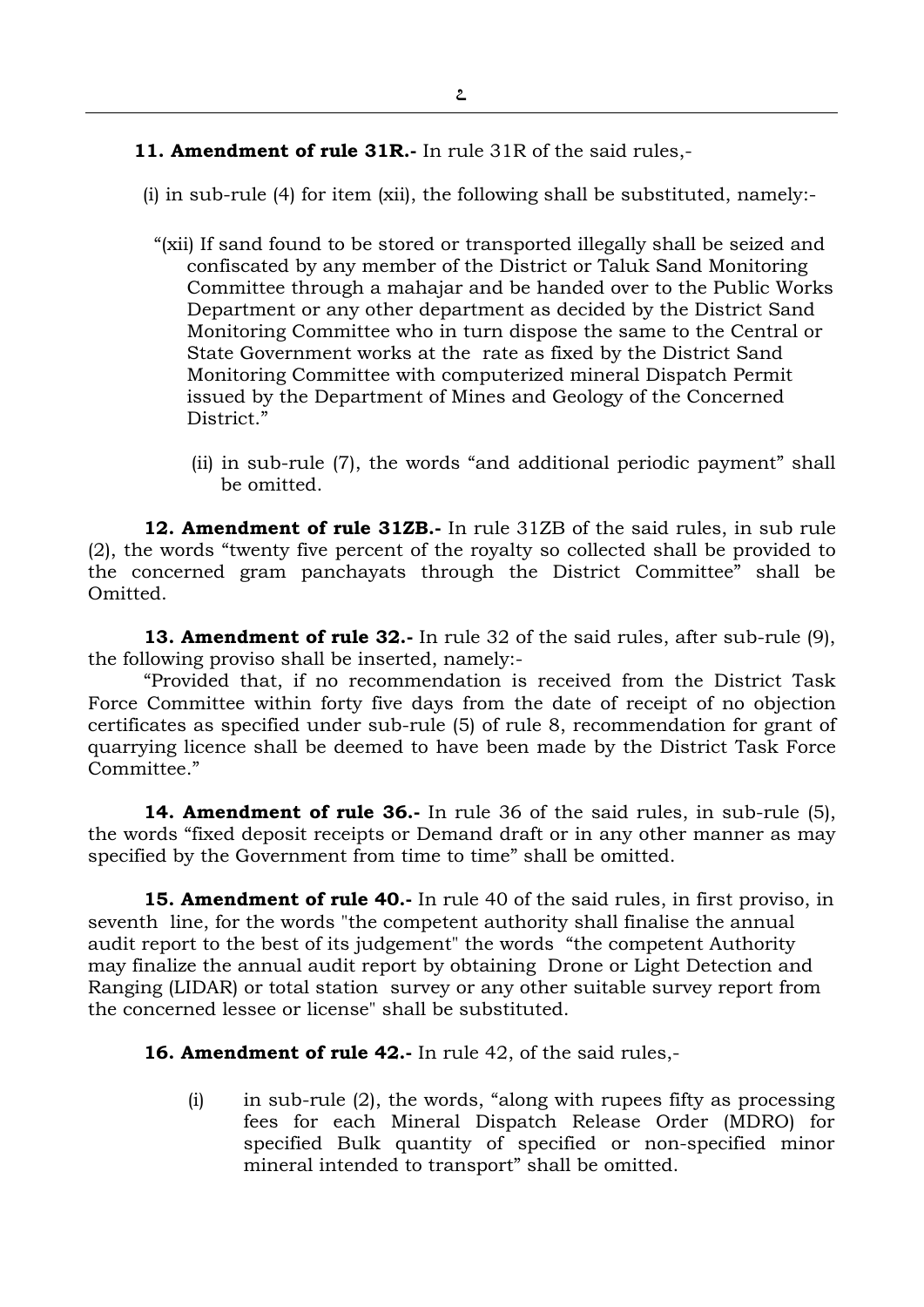**11. Amendment of rule 31R.-** In rule 31R of the said rules,-

(i) in sub-rule (4) for item (xii), the following shall be substituted, namely:-

"(xii) If sand found to be stored or transported illegally shall be seized and confiscated by any member of the District or Taluk Sand Monitoring Committee through a mahajar and be handed over to the Public Works Department or any other department as decided by the District Sand Monitoring Committee who in turn dispose the same to the Central or State Government works at the rate as fixed by the District Sand Monitoring Committee with computerized mineral Dispatch Permit issued by the Department of Mines and Geology of the Concerned District."

(ii) in sub-rule (7), the words "and additional periodic payment" shall be omitted.

**12. Amendment of rule 31ZB.-** In rule 31ZB of the said rules, in sub rule (2), the words "twenty five percent of the royalty so collected shall be provided to the concerned gram panchayats through the District Committee" shall be Omitted.

**13. Amendment of rule 32.-** In rule 32 of the said rules, after sub-rule (9), the following proviso shall be inserted, namely:-

"Provided that, if no recommendation is received from the District Task Force Committee within forty five days from the date of receipt of no objection certificates as specified under sub-rule (5) of rule 8, recommendation for grant of quarrying licence shall be deemed to have been made by the District Task Force Committee."

**14. Amendment of rule 36.-** In rule 36 of the said rules, in sub-rule (5), the words "fixed deposit receipts or Demand draft or in any other manner as may specified by the Government from time to time" shall be omitted.

**15. Amendment of rule 40.-** In rule 40 of the said rules, in first proviso, in seventh line, for the words "the competent authority shall finalise the annual audit report to the best of its judgement" the words "the competent Authority may finalize the annual audit report by obtaining Drone or Light Detection and Ranging (LIDAR) or total station survey or any other suitable survey report from the concerned lessee or license" shall be substituted.

**16. Amendment of rule 42.-** In rule 42, of the said rules,-

(i) in sub-rule (2), the words, "along with rupees fifty as processing fees for each Mineral Dispatch Release Order (MDRO) for specified Bulk quantity of specified or non-specified minor mineral intended to transport" shall be omitted.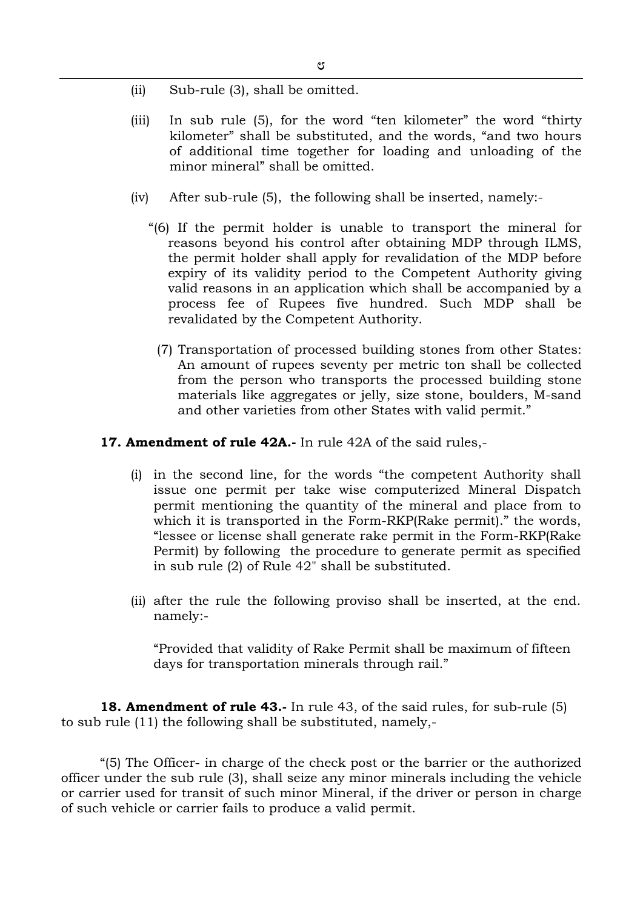(ii) Sub-rule (3), shall be omitted.

(iii) In sub rule (5), for the word "ten kilometer" the word "thirty kilometer" shall be substituted, and the words, "and two hours of additional time together for loading and unloading of the minor mineral" shall be omitted.

(iv) After sub-rule (5), the following shall be inserted, namely:-

"(6) If the permit holder is unable to transport the mineral for reasons beyond his control after obtaining MDP through ILMS, the permit holder shall apply for revalidation of the MDP before expiry of its validity period to the Competent Authority giving valid reasons in an application which shall be accompanied by a process fee of Rupees five hundred. Such MDP shall be revalidated by the Competent Authority.

(7) Transportation of processed building stones from other States: An amount of rupees seventy per metric ton shall be collected from the person who transports the processed building stone materials like aggregates or jelly, size stone, boulders, M-sand and other varieties from other States with valid permit."

**17. Amendment of rule 42A.-** In rule 42A of the said rules,-

(i) in the second line, for the words "the competent Authority shall issue one permit per take wise computerized Mineral Dispatch permit mentioning the quantity of the mineral and place from to which it is transported in the Form-RKP(Rake permit)." the words, "lessee or license shall generate rake permit in the Form-RKP(Rake Permit) by following the procedure to generate permit as specified in sub rule (2) of Rule 42" shall be substituted.

(ii) after the rule the following proviso shall be inserted, at the end. namely:-

"Provided that validity of Rake Permit shall be maximum of fifteen days for transportation minerals through rail."

**18. Amendment of rule 43.-** In rule 43, of the said rules, for sub-rule (5) to sub rule (11) the following shall be substituted, namely,-

"(5) The Officer- in charge of the check post or the barrier or the authorized officer under the sub rule (3), shall seize any minor minerals including the vehicle or carrier used for transit of such minor Mineral, if the driver or person in charge of such vehicle or carrier fails to produce a valid permit.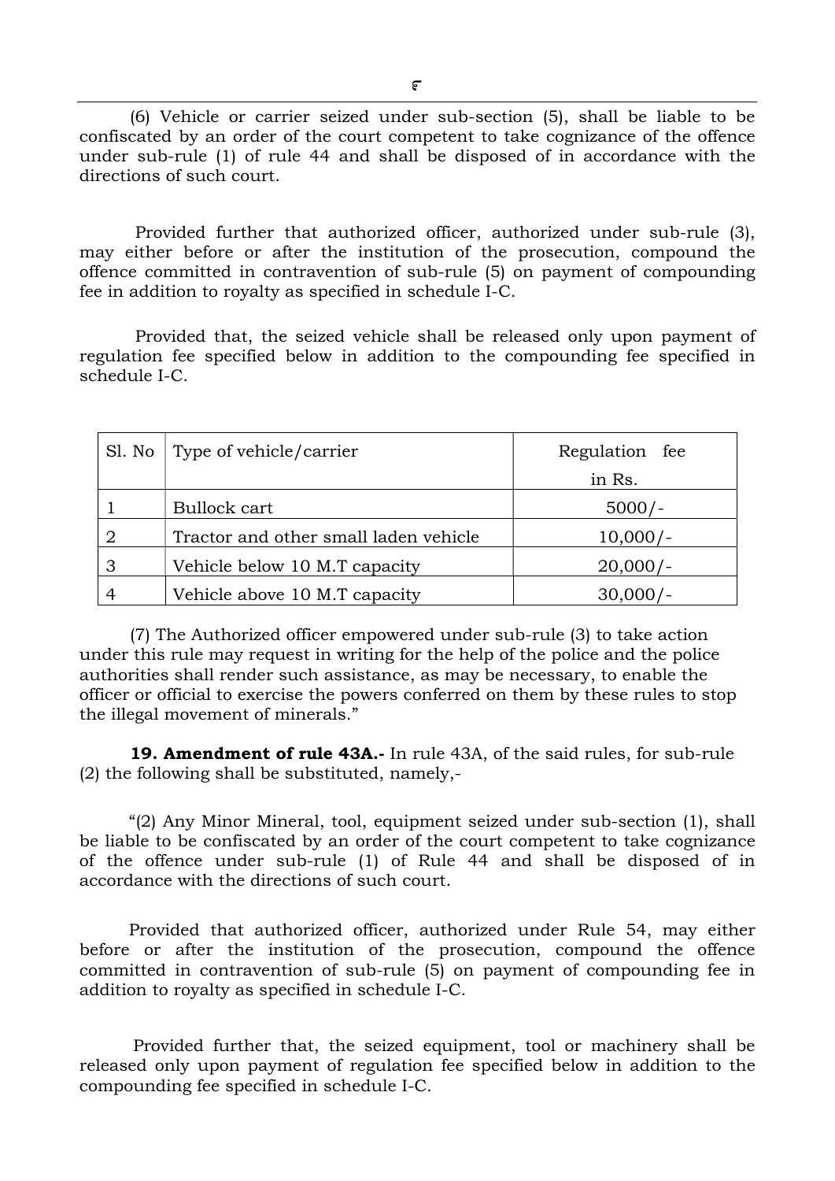(6) Vehicle or carrier seized under sub-section (5), shall be liable to be confiscated by an order of the court competent to take cognizance of the offence under sub-rule (1) of rule 44 and shall be disposed of in accordance with the directions of such court.

Provided further that authorized officer, authorized under sub-rule (3), may either before or after the institution of the prosecution, compound the offence committed in contravention of sub-rule (5) on payment of compounding fee in addition to royalty as specified in schedule I-C.

Provided that, the seized vehicle shall be released only upon payment of regulation fee specified below in addition to the compounding fee specified in schedule I-C.

| Sl. No | Type of vehicle/carrier | Regulation fee in Rs. |
|---|---|---|
| 1 | Bullock cart | 5000/- |
| 2 | Tractor and other small laden vehicle | 10,000/- |
| 3 | Vehicle below 10 M.T capacity | 20,000/- |
| 4 | Vehicle above 10 M.T capacity | 30,000/- |

(7) The Authorized officer empowered under sub-rule (3) to take action under this rule may request in writing for the help of the police and the police authorities shall render such assistance, as may be necessary, to enable the officer or official to exercise the powers conferred on them by these rules to stop the illegal movement of minerals."

**19. Amendment of rule 43A.-** In rule 43A, of the said rules, for sub-rule (2) the following shall be substituted, namely,-

"(2) Any Minor Mineral, tool, equipment seized under sub-section (1), shall be liable to be confiscated by an order of the court competent to take cognizance of the offence under sub-rule (1) of Rule 44 and shall be disposed of in accordance with the directions of such court.

Provided that authorized officer, authorized under Rule 54, may either before or after the institution of the prosecution, compound the offence committed in contravention of sub-rule (5) on payment of compounding fee in addition to royalty as specified in schedule I-C.

Provided further that, the seized equipment, tool or machinery shall be released only upon payment of regulation fee specified below in addition to the compounding fee specified in schedule I-C.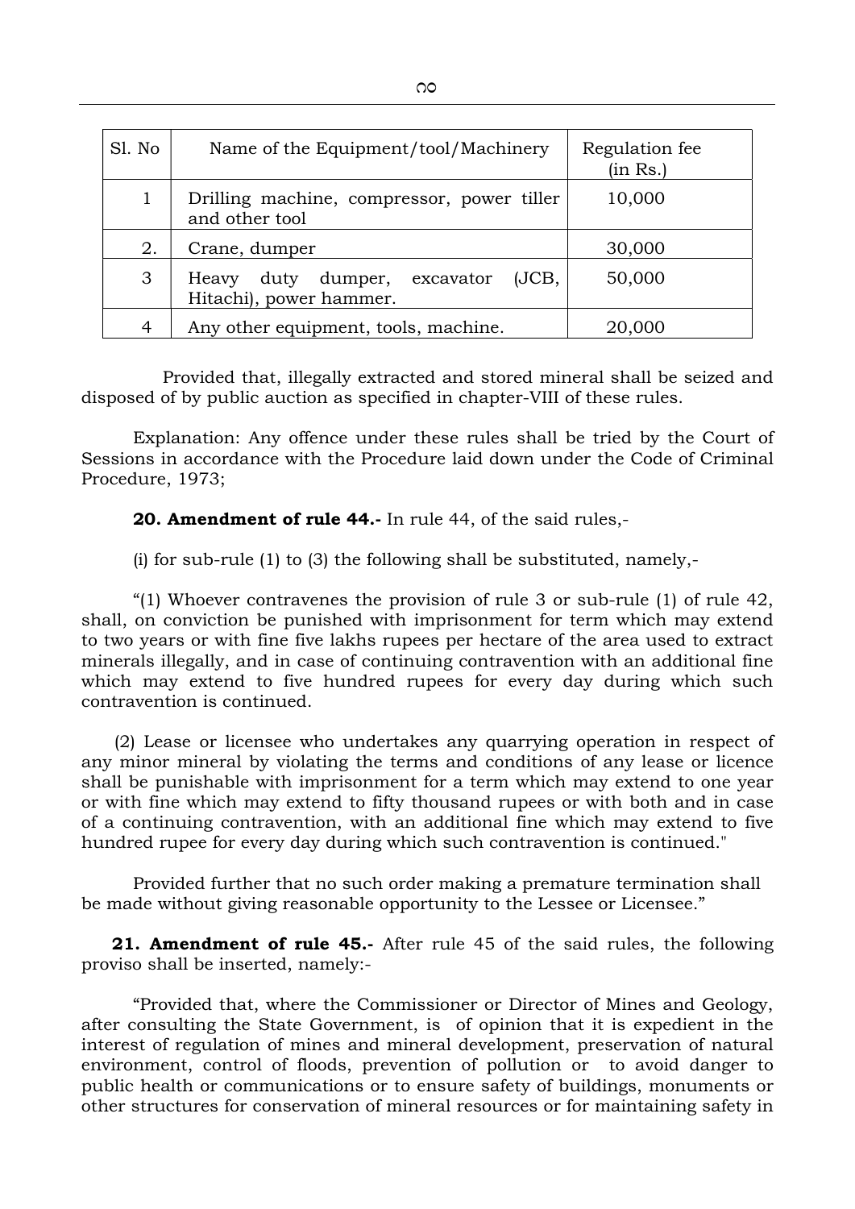| Sl. No | Name of the Equipment/tool/Machinery | Regulation fee (in Rs.) |
|---|---|---|
| 1 | Drilling machine, compressor, power tiller and other tool | 10,000 |
| 2. | Crane, dumper | 30,000 |
| 3 | Heavy duty dumper, excavator (JCB, Hitachi), power hammer. | 50,000 |
| 4 | Any other equipment, tools, machine. | 20,000 |

Provided that, illegally extracted and stored mineral shall be seized and disposed of by public auction as specified in chapter-VIII of these rules.

Explanation: Any offence under these rules shall be tried by the Court of Sessions in accordance with the Procedure laid down under the Code of Criminal Procedure, 1973;

**20. Amendment of rule 44.-** In rule 44, of the said rules,-

(i) for sub-rule (1) to (3) the following shall be substituted, namely,-

"(1) Whoever contravenes the provision of rule 3 or sub-rule (1) of rule 42, shall, on conviction be punished with imprisonment for term which may extend to two years or with fine five lakhs rupees per hectare of the area used to extract minerals illegally, and in case of continuing contravention with an additional fine which may extend to five hundred rupees for every day during which such contravention is continued.

(2) Lease or licensee who undertakes any quarrying operation in respect of any minor mineral by violating the terms and conditions of any lease or licence shall be punishable with imprisonment for a term which may extend to one year or with fine which may extend to fifty thousand rupees or with both and in case of a continuing contravention, with an additional fine which may extend to five hundred rupee for every day during which such contravention is continued."

Provided further that no such order making a premature termination shall be made without giving reasonable opportunity to the Lessee or Licensee."

**21. Amendment of rule 45.-** After rule 45 of the said rules, the following proviso shall be inserted, namely:-

"Provided that, where the Commissioner or Director of Mines and Geology, after consulting the State Government, is of opinion that it is expedient in the interest of regulation of mines and mineral development, preservation of natural environment, control of floods, prevention of pollution or to avoid danger to public health or communications or to ensure safety of buildings, monuments or other structures for conservation of mineral resources or for maintaining safety in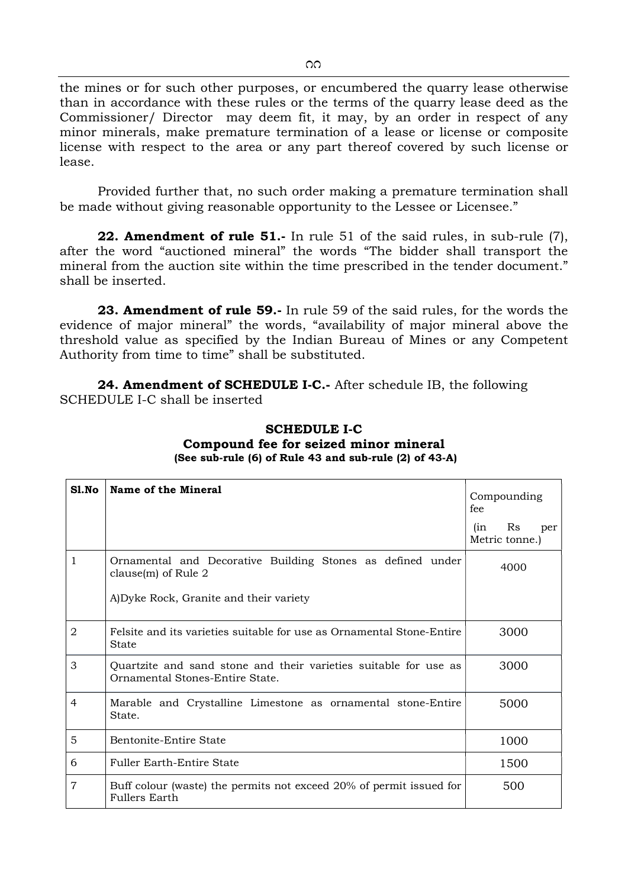the mines or for such other purposes, or encumbered the quarry lease otherwise than in accordance with these rules or the terms of the quarry lease deed as the Commissioner/ Director may deem fit, it may, by an order in respect of any minor minerals, make premature termination of a lease or license or composite license with respect to the area or any part thereof covered by such license or lease.

Provided further that, no such order making a premature termination shall be made without giving reasonable opportunity to the Lessee or Licensee."

**22. Amendment of rule 51.-** In rule 51 of the said rules, in sub-rule (7), after the word "auctioned mineral" the words "The bidder shall transport the mineral from the auction site within the time prescribed in the tender document." shall be inserted.

**23. Amendment of rule 59.-** In rule 59 of the said rules, for the words the evidence of major mineral" the words, "availability of major mineral above the threshold value as specified by the Indian Bureau of Mines or any Competent Authority from time to time" shall be substituted.

**24. Amendment of SCHEDULE I-C.-** After schedule IB, the following SCHEDULE I-C shall be inserted

**SCHEDULE I-C**
**Compound fee for seized minor mineral**
**(See sub-rule (6) of Rule 43 and sub-rule (2) of 43-A)**

| Sl.No | Name of the Mineral | Compounding fee (in Rs per Metric tonne.) |
|---|---|---|
| 1 | Ornamental and Decorative Building Stones as defined under clause(m) of Rule 2<br><br>A)Dyke Rock, Granite and their variety | 4000 |
| 2 | Felsite and its varieties suitable for use as Ornamental Stone-Entire State | 3000 |
| 3 | Quartzite and sand stone and their varieties suitable for use as Ornamental Stones-Entire State. | 3000 |
| 4 | Marable and Crystalline Limestone as ornamental stone-Entire State. | 5000 |
| 5 | Bentonite-Entire State | 1000 |
| 6 | Fuller Earth-Entire State | 1500 |
| 7 | Buff colour (waste) the permits not exceed 20% of permit issued for Fullers Earth | 500 |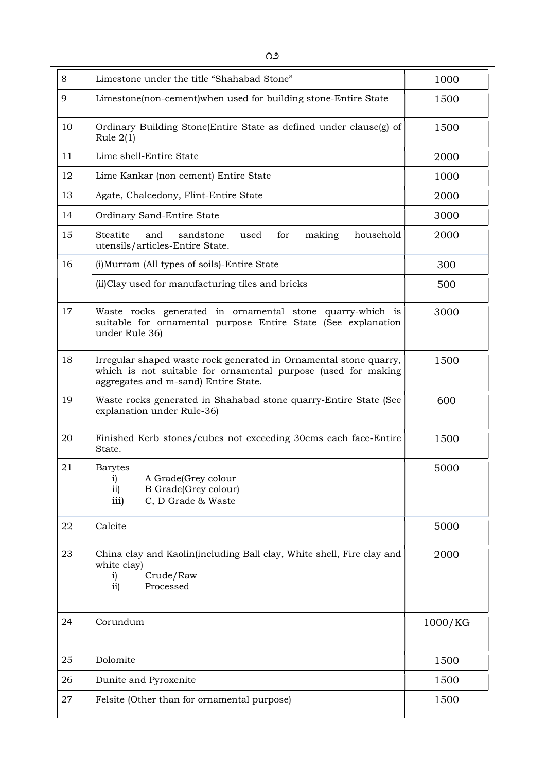| 8 | Limestone under the title "Shahabad Stone" | 1000 |
|---|---|---|
| 9 | Limestone(non-cement)when used for building stone-Entire State | 1500 |
| 10 | Ordinary Building Stone(Entire State as defined under clause(g) of Rule 2(1) | 1500 |
| 11 | Lime shell-Entire State | 2000 |
| 12 | Lime Kankar (non cement) Entire State | 1000 |
| 13 | Agate, Chalcedony, Flint-Entire State | 2000 |
| 14 | Ordinary Sand-Entire State | 3000 |
| 15 | Steatite and sandstone used for making household utensils/articles-Entire State. | 2000 |
| 16 | (i)Murram (All types of soils)-Entire State | 300 |
| | (ii)Clay used for manufacturing tiles and bricks | 500 |
| 17 | Waste rocks generated in ornamental stone quarry-which is suitable for ornamental purpose Entire State (See explanation under Rule 36) | 3000 |
| 18 | Irregular shaped waste rock generated in Ornamental stone quarry, which is not suitable for ornamental purpose (used for making aggregates and m-sand) Entire State. | 1500 |
| 19 | Waste rocks generated in Shahabad stone quarry-Entire State (See explanation under Rule-36) | 600 |
| 20 | Finished Kerb stones/cubes not exceeding 30cms each face-Entire State. | 1500 |
| 21 | Barytes<br>i) A Grade(Grey colour<br>ii) B Grade(Grey colour)<br>iii) C, D Grade & Waste | 5000 |
| 22 | Calcite | 5000 |
| 23 | China clay and Kaolin(including Ball clay, White shell, Fire clay and white clay)<br>i) Crude/Raw<br>ii) Processed | 2000 |
| 24 | Corundum | 1000/KG |
| 25 | Dolomite | 1500 |
| 26 | Dunite and Pyroxenite | 1500 |
| 27 | Felsite (Other than for ornamental purpose) | 1500 |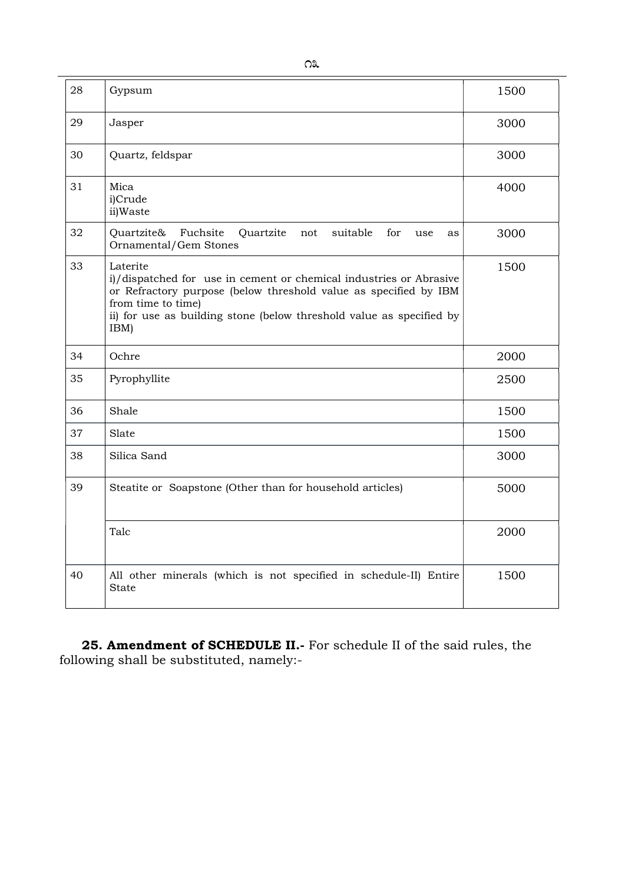| | | |
|---|---|---|
| 28 | Gypsum | 1500 |
| 29 | Jasper | 3000 |
| 30 | Quartz, feldspar | 3000 |
| 31 | Mica<br>i)Crude<br>ii)Waste | 4000 |
| 32 | Quartzite& Fuchsite Quartzite not suitable for use as Ornamental/Gem Stones | 3000 |
| 33 | Laterite<br>i)/dispatched for use in cement or chemical industries or Abrasive or Refractory purpose (below threshold value as specified by IBM from time to time)<br>ii) for use as building stone (below threshold value as specified by IBM) | 1500 |
| 34 | Ochre | 2000 |
| 35 | Pyrophyllite | 2500 |
| 36 | Shale | 1500 |
| 37 | Slate | 1500 |
| 38 | Silica Sand | 3000 |
| 39 | Steatite or Soapstone (Other than for household articles) | 5000 |
| | Talc | 2000 |
| 40 | All other minerals (which is not specified in schedule-II) Entire State | 1500 |

**25. Amendment of SCHEDULE II.-** For schedule II of the said rules, the following shall be substituted, namely:-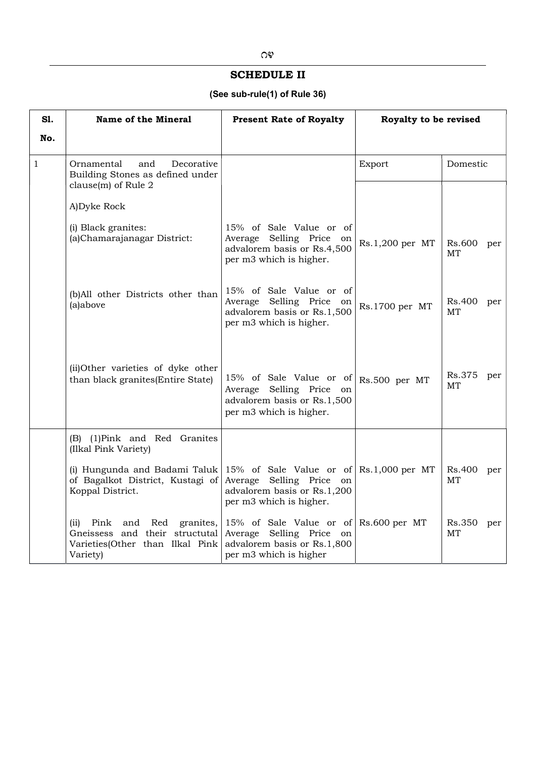## SCHEDULE II

**(See sub-rule(1) of Rule 36)**

| Sl. No. | Name of the Mineral | Present Rate of Royalty | Royalty to be revised | |
|---|---|---|---|---|
| | | | Export | Domestic |
| 1 | Ornamental and Decorative Building Stones as defined under clause(m) of Rule 2 | | | |
| | A)Dyke Rock | | | |
| | (i) Black granites: (a)Chamarajanagar District: | 15% of Sale Value or of Average Selling Price on advalorem basis or Rs.4,500 per m3 which is higher. | Rs.1,200 per MT | Rs.600 per MT |
| | (b)All other Districts other than (a)above | 15% of Sale Value or of Average Selling Price on advalorem basis or Rs.1,500 per m3 which is higher. | Rs.1700 per MT | Rs.400 per MT |
| | (ii)Other varieties of dyke other than black granites(Entire State) | 15% of Sale Value or of Average Selling Price on advalorem basis or Rs.1,500 per m3 which is higher. | Rs.500 per MT | Rs.375 per MT |
| | (B) (1)Pink and Red Granites (Ilkal Pink Variety) | | | |
| | (i) Hungunda and Badami Taluk of Bagalkot District, Kustagi of Koppal District. | 15% of Sale Value or of Average Selling Price on advalorem basis or Rs.1,200 per m3 which is higher. | Rs.1,000 per MT | Rs.400 per MT |
| | (ii) Pink and Red granites, Gneissess and their structutal Varieties(Other than Ilkal Pink Variety) | 15% of Sale Value or of Average Selling Price on advalorem basis or Rs.1,800 per m3 which is higher | Rs.600 per MT | Rs.350 per MT |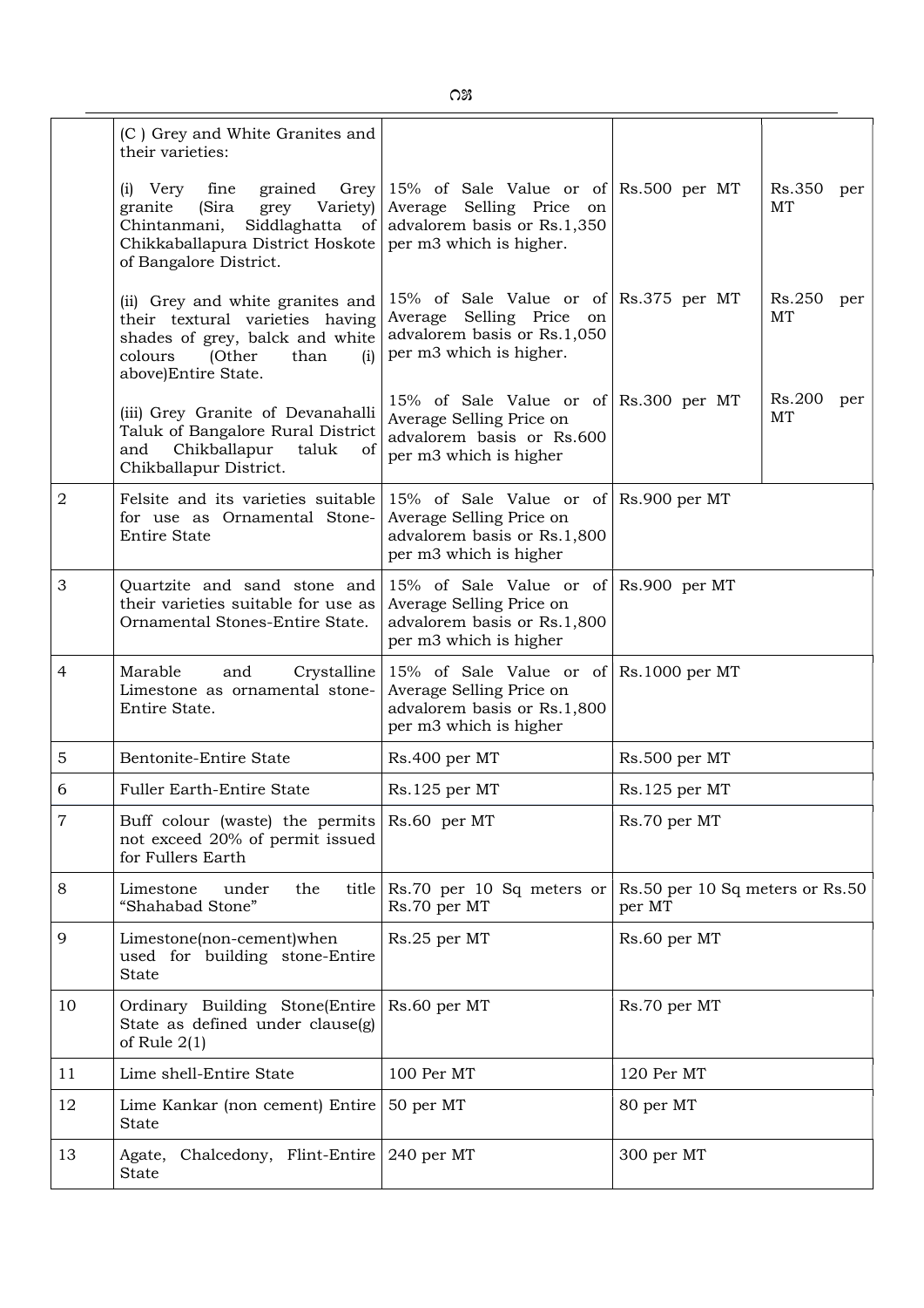| | | | | |
|---|---|---|---|---|
| | (C ) Grey and White Granites and their varieties: | | | |
| | (i) Very fine grained Grey granite (Sira grey Variety) Chintanmani, Siddlaghatta of Chikkaballapura District Hoskote of Bangalore District. | 15% of Sale Value or of Average Selling Price on advalorem basis or Rs.1,350 per m3 which is higher. | Rs.500 per MT | Rs.350 per MT |
| | (ii) Grey and white granites and their textural varieties having shades of grey, balck and white colours (Other than (i) above)Entire State. | 15% of Sale Value or of Average Selling Price on advalorem basis or Rs.1,050 per m3 which is higher. | Rs.375 per MT | Rs.250 per MT |
| | (iii) Grey Granite of Devanahalli Taluk of Bangalore Rural District and Chikballapur taluk of Chikballapur District. | 15% of Sale Value or of Average Selling Price on advalorem basis or Rs.600 per m3 which is higher | Rs.300 per MT | Rs.200 per MT |
| 2 | Felsite and its varieties suitable for use as Ornamental Stone-Entire State | 15% of Sale Value or of Average Selling Price on advalorem basis or Rs.1,800 per m3 which is higher | Rs.900 per MT | |
| 3 | Quartzite and sand stone and their varieties suitable for use as Ornamental Stones-Entire State. | 15% of Sale Value or of Average Selling Price on advalorem basis or Rs.1,800 per m3 which is higher | Rs.900 per MT | |
| 4 | Marable and Crystalline Limestone as ornamental stone-Entire State. | 15% of Sale Value or of Average Selling Price on advalorem basis or Rs.1,800 per m3 which is higher | Rs.1000 per MT | |
| 5 | Bentonite-Entire State | Rs.400 per MT | Rs.500 per MT | |
| 6 | Fuller Earth-Entire State | Rs.125 per MT | Rs.125 per MT | |
| 7 | Buff colour (waste) the permits not exceed 20% of permit issued for Fullers Earth | Rs.60 per MT | Rs.70 per MT | |
| 8 | Limestone under the title "Shahabad Stone" | Rs.70 per 10 Sq meters or Rs.70 per MT | Rs.50 per 10 Sq meters or Rs.50 per MT | |
| 9 | Limestone(non-cement)when used for building stone-Entire State | Rs.25 per MT | Rs.60 per MT | |
| 10 | Ordinary Building Stone(Entire State as defined under clause(g) of Rule 2(1) | Rs.60 per MT | Rs.70 per MT | |
| 11 | Lime shell-Entire State | 100 Per MT | 120 Per MT | |
| 12 | Lime Kankar (non cement) Entire State | 50 per MT | 80 per MT | |
| 13 | Agate, Chalcedony, Flint-Entire State | 240 per MT | 300 per MT | |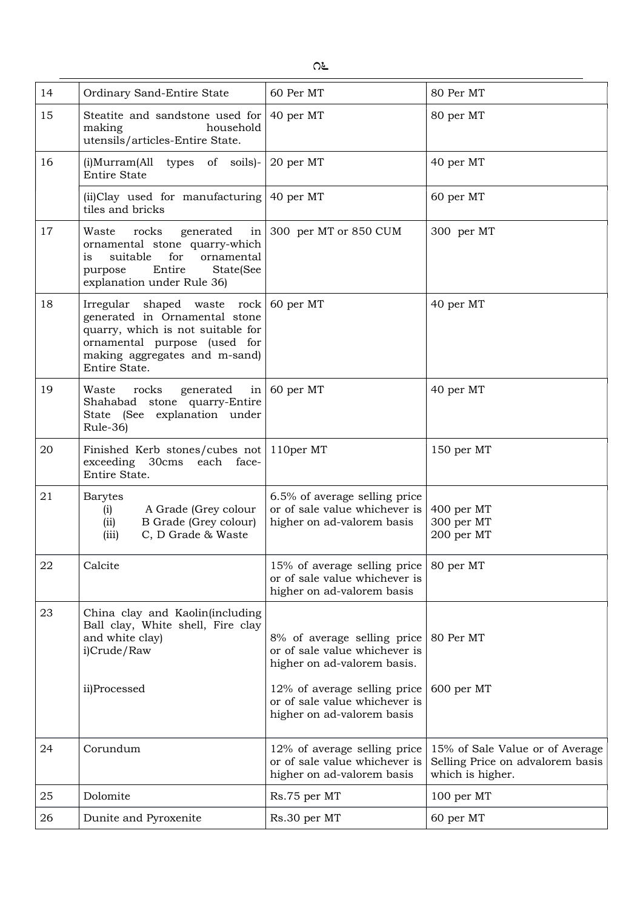| 14 | Ordinary Sand-Entire State | 60 Per MT | 80 Per MT |
|---|---|---|---|
| 15 | Steatite and sandstone used for making household utensils/articles-Entire State. | 40 per MT | 80 per MT |
| 16 | (i)Murram(All types of soils)-Entire State | 20 per MT | 40 per MT |
| | (ii)Clay used for manufacturing tiles and bricks | 40 per MT | 60 per MT |
| 17 | Waste rocks generated in ornamental stone quarry-which is suitable for ornamental purpose Entire State(See explanation under Rule 36) | 300 per MT or 850 CUM | 300 per MT |
| 18 | Irregular shaped waste rock generated in Ornamental stone quarry, which is not suitable for ornamental purpose (used for making aggregates and m-sand) Entire State. | 60 per MT | 40 per MT |
| 19 | Waste rocks generated in Shahabad stone quarry-Entire State (See explanation under Rule-36) | 60 per MT | 40 per MT |
| 20 | Finished Kerb stones/cubes not exceeding 30cms each face-Entire State. | 110per MT | 150 per MT |
| 21 | Barytes<br>(i) A Grade (Grey colour<br>(ii) B Grade (Grey colour)<br>(iii) C, D Grade & Waste | 6.5% of average selling price or of sale value whichever is higher on ad-valorem basis | 400 per MT<br>300 per MT<br>200 per MT |
| 22 | Calcite | 15% of average selling price or of sale value whichever is higher on ad-valorem basis | 80 per MT |
| 23 | China clay and Kaolin(including Ball clay, White shell, Fire clay and white clay)<br>i)Crude/Raw | 8% of average selling price or of sale value whichever is higher on ad-valorem basis. | 80 Per MT |
| | ii)Processed | 12% of average selling price or of sale value whichever is higher on ad-valorem basis | 600 per MT |
| 24 | Corundum | 12% of average selling price or of sale value whichever is higher on ad-valorem basis | 15% of Sale Value or of Average Selling Price on advalorem basis which is higher. |
| 25 | Dolomite | Rs.75 per MT | 100 per MT |
| 26 | Dunite and Pyroxenite | Rs.30 per MT | 60 per MT |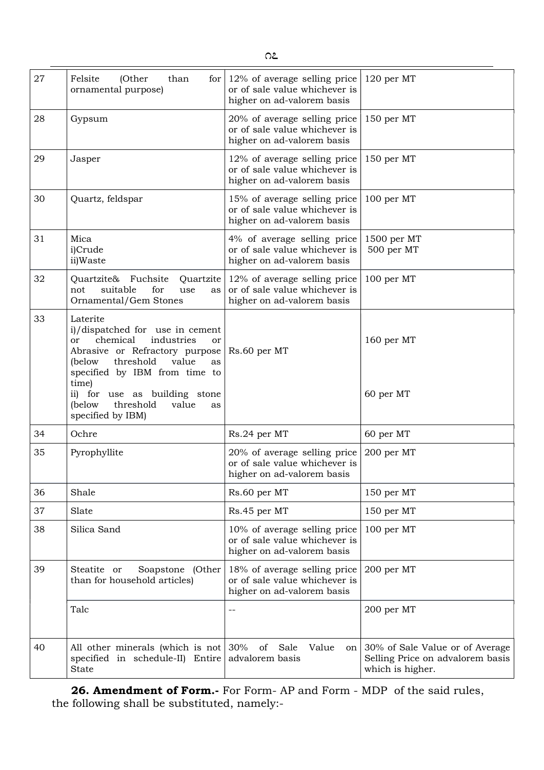| 27 | Felsite (Other than for ornamental purpose) | 12% of average selling price or of sale value whichever is higher on ad-valorem basis | 120 per MT |
|---|---|---|---|
| 28 | Gypsum | 20% of average selling price or of sale value whichever is higher on ad-valorem basis | 150 per MT |
| 29 | Jasper | 12% of average selling price or of sale value whichever is higher on ad-valorem basis | 150 per MT |
| 30 | Quartz, feldspar | 15% of average selling price or of sale value whichever is higher on ad-valorem basis | 100 per MT |
| 31 | Mica<br>i)Crude<br>ii)Waste | 4% of average selling price or of sale value whichever is higher on ad-valorem basis | 1500 per MT<br>500 per MT |
| 32 | Quartzite& Fuchsite Quartzite not suitable for use as Ornamental/Gem Stones | 12% of average selling price or of sale value whichever is higher on ad-valorem basis | 100 per MT |
| 33 | Laterite<br>i)/dispatched for use in cement or chemical industries or Abrasive or Refractory purpose (below threshold value as specified by IBM from time to time)<br>ii) for use as building stone (below threshold value as specified by IBM) | Rs.60 per MT | 160 per MT<br><br>60 per MT |
| 34 | Ochre | Rs.24 per MT | 60 per MT |
| 35 | Pyrophyllite | 20% of average selling price or of sale value whichever is higher on ad-valorem basis | 200 per MT |
| 36 | Shale | Rs.60 per MT | 150 per MT |
| 37 | Slate | Rs.45 per MT | 150 per MT |
| 38 | Silica Sand | 10% of average selling price or of sale value whichever is higher on ad-valorem basis | 100 per MT |
| 39 | Steatite or Soapstone (Other than for household articles) | 18% of average selling price or of sale value whichever is higher on ad-valorem basis | 200 per MT |
| | Talc | -- | 200 per MT |
| 40 | All other minerals (which is not specified in schedule-II) Entire State | 30% of Sale Value on advalorem basis | 30% of Sale Value or of Average Selling Price on advalorem basis which is higher. |

**26. Amendment of Form.-** For Form- AP and Form - MDP of the said rules, the following shall be substituted, namely:-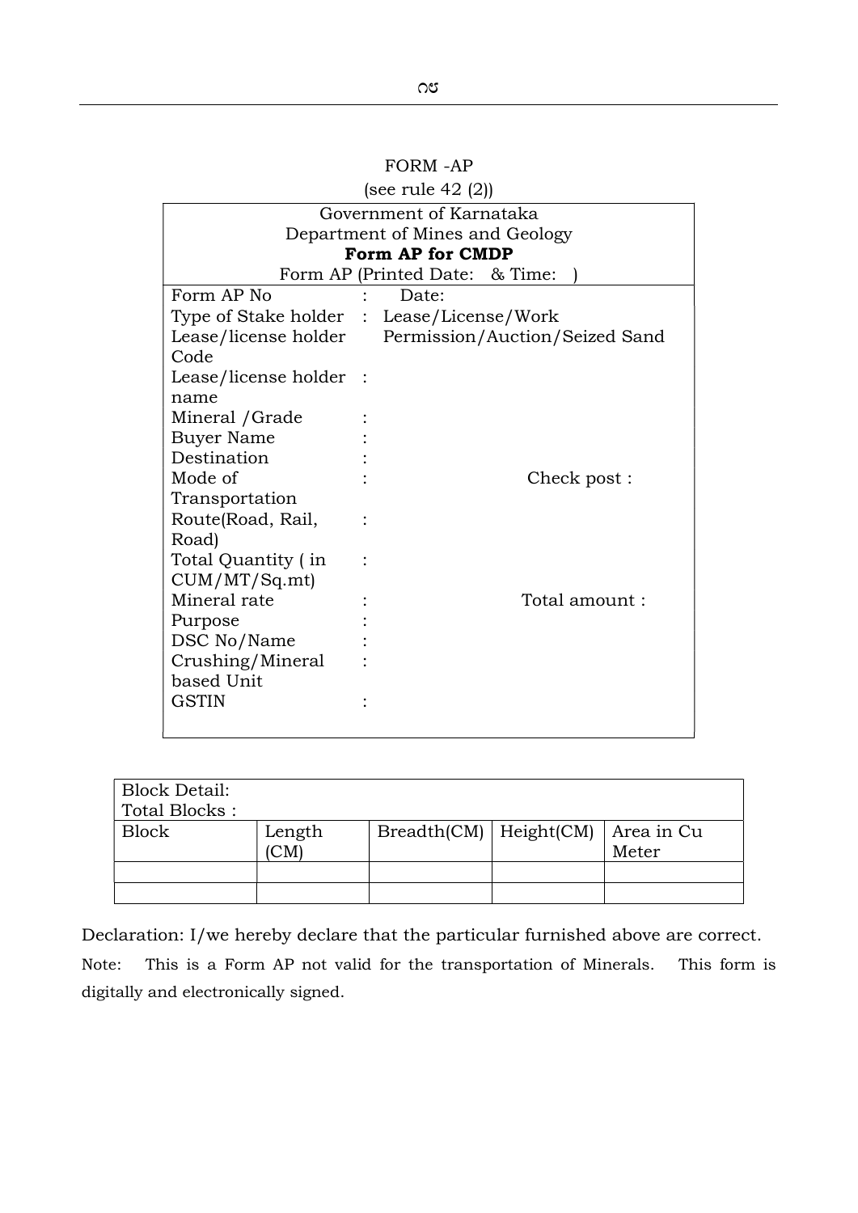FORM -AP

(see rule 42 (2))

| Government of Karnataka<br>Department of Mines and Geology<br>**Form AP for CMDP**<br>Form AP (Printed Date: & Time: ) | | |
|---|---|---|
| Form AP No | : | Date: |
| Type of Stake holder | : | Lease/License/Work Permission/Auction/Seized Sand |
| Lease/license holder Code | | |
| Lease/license holder name | : | |
| Mineral /Grade | : | |
| Buyer Name | : | |
| Destination | : | |
| Mode of Transportation | : | Check post : |
| Route(Road, Rail, Road) | : | |
| Total Quantity ( in CUM/MT/Sq.mt) | : | |
| Mineral rate | : | Total amount : |
| Purpose | : | |
| DSC No/Name | : | |
| Crushing/Mineral based Unit | : | |
| GSTIN | : | |

| Block Detail:<br>Total Blocks : | | | | |
|---|---|---|---|---|
| Block | Length (CM) | Breadth(CM) | Height(CM) | Area in Cu Meter |
| | | | | |
| | | | | |

Declaration: I/we hereby declare that the particular furnished above are correct.

Note: This is a Form AP not valid for the transportation of Minerals. This form is digitally and electronically signed.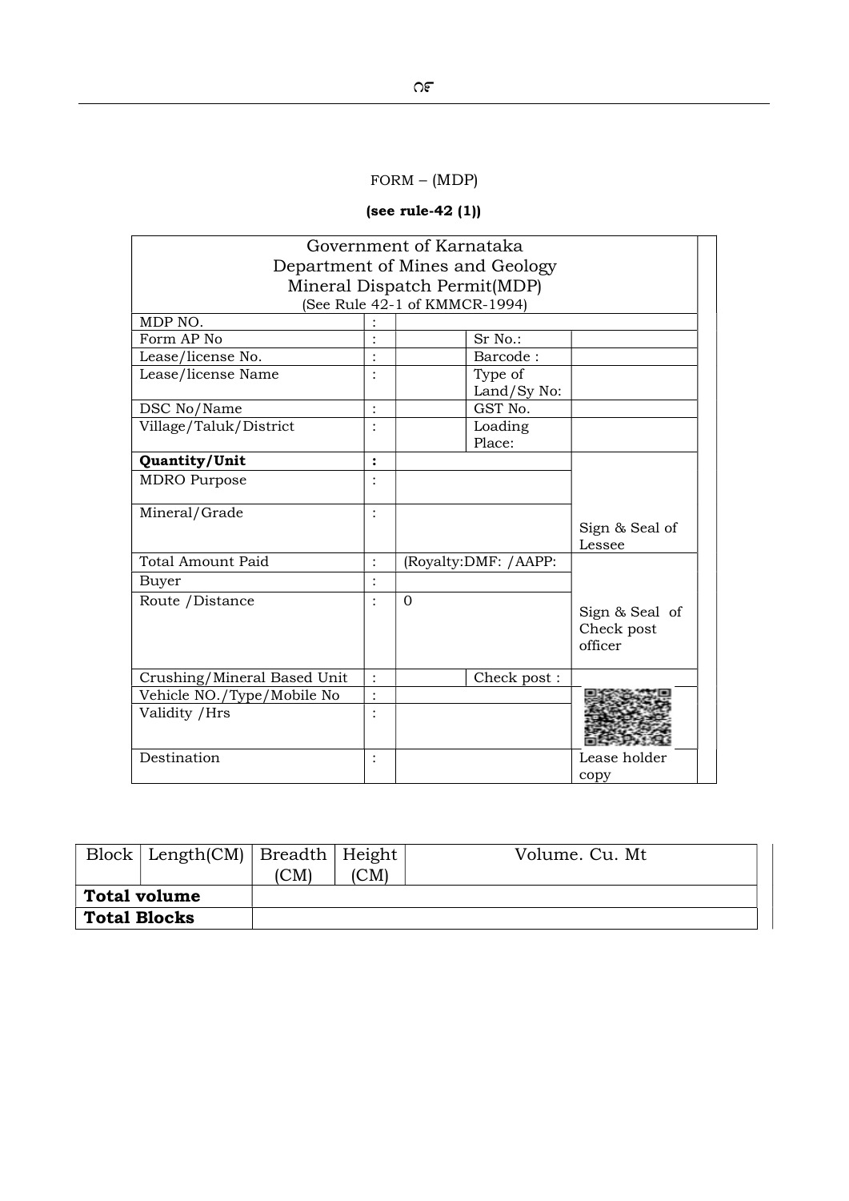FORM – (MDP)

**(see rule-42 (1))**

| Government of Karnataka<br>Department of Mines and Geology<br>Mineral Dispatch Permit(MDP)<br>(See Rule 42-1 of KMMCR-1994) | | | | |
|---|---|---|---|---|
| MDP NO. | : | | | |
| Form AP No | : | | Sr No.: | |
| Lease/license No. | : | | Barcode : | |
| Lease/license Name | : | | Type of Land/Sy No: | |
| DSC No/Name | : | | GST No. | |
| Village/Taluk/District | : | | Loading Place: | |
| **Quantity/Unit** | **:** | | | Sign & Seal of Lessee |
| MDRO Purpose | : | | | |
| Mineral/Grade | : | | | |
| Total Amount Paid | : | (Royalty:DMF: /AAPP: | | Sign & Seal of Check post officer |
| Buyer | : | | | |
| Route /Distance | : | 0 | | |
| Crushing/Mineral Based Unit | : | | Check post : | |
| Vehicle NO./Type/Mobile No | : | | | |
| Validity /Hrs | : | | | |
| Destination | : | | | Lease holder copy |

| Block | Length(CM) | Breadth (CM) | Height (CM) | Volume. Cu. Mt |
|---|---|---|---|---|
| **Total volume** | | | | |
| **Total Blocks** | | | | |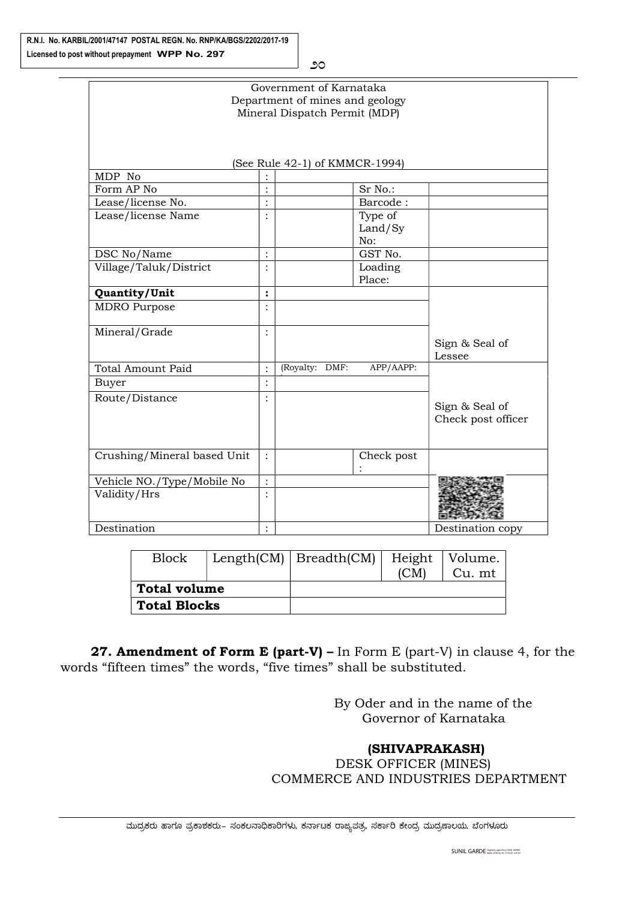Government of Karnataka
Department of mines and geology
Mineral Dispatch Permit (MDP)

(See Rule 42-1) of KMMCR-1994)

| | | | | |
|---|---|---|---|---|
| MDP No | : | | | |
| Form AP No | : | | Sr No.: | |
| Lease/license No. | : | | Barcode : | |
| Lease/license Name | : | | Type of Land/Sy No: | |
| DSC No/Name | : | | GST No. | |
| Village/Taluk/District | : | | Loading Place: | |
| **Quantity/Unit** | **:** | | | Sign & Seal of Lessee |
| MDRO Purpose | : | | | |
| Mineral/Grade | : | | | |
| Total Amount Paid | : | (Royalty: DMF: | APP/AAPP: | Sign & Seal of Check post officer |
| Buyer | : | | | |
| Route/Distance | : | | | |
| Crushing/Mineral based Unit | : | | Check post : | |
| Vehicle NO./Type/Mobile No | : | | | |
| Validity/Hrs | : | | | |
| Destination | : | | | Destination copy |

| Block | Length(CM) | Breadth(CM) | Height (CM) | Volume. Cu. mt |
|---|---|---|---|---|
| **Total volume** | | | | |
| **Total Blocks** | | | | |

**27. Amendment of Form E (part-V) –** In Form E (part-V) in clause 4, for the words "fifteen times" the words, "five times" shall be substituted.

By Oder and in the name of the
Governor of Karnataka

**(SHIVAPRAKASH)**
DESK OFFICER (MINES)
COMMERCE AND INDUSTRIES DEPARTMENT

ಮುದ್ರಕರು ಹಾಗೂ ಪ್ರಕಾಶಕರು:– ಸಂಕಲನಾಧಿಕಾರಿಗಳು, ಕರ್ನಾಟಕ ರಾಜ್ಯಪತ್ರ, ಸರ್ಕಾರಿ ಕೇಂದ್ರ ಮುದ್ರಣಾಲಯ, ಬೆಂಗಳೂರು